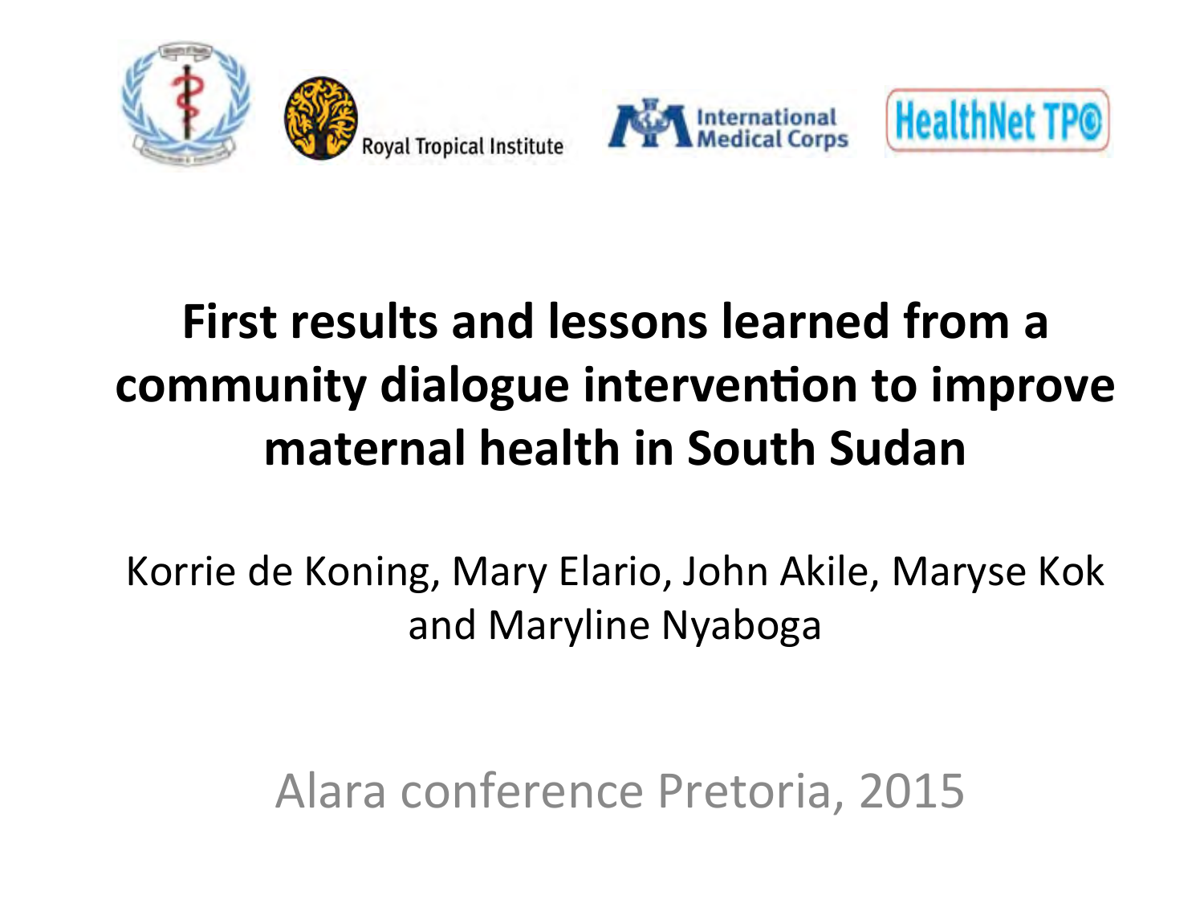Royal Tropical Institute

International Medical Corps

HealthNet TPO

# First results and lessons learned from a community dialogue intervention to improve maternal health in South Sudan

Korrie de Koning, Mary Elario, John Akile, Maryse Kok and Maryline Nyaboga

Alara conference Pretoria, 2015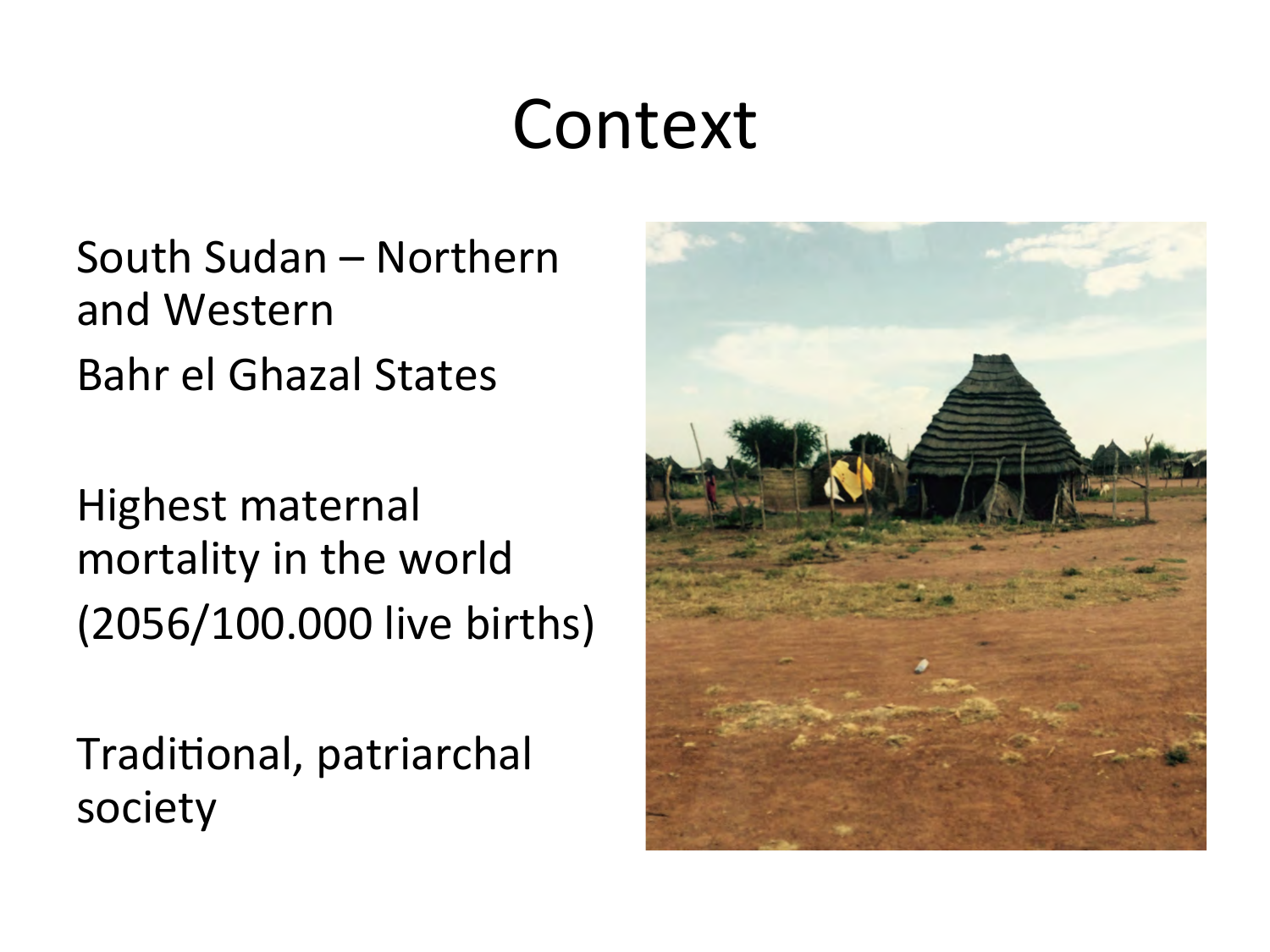# Context

South Sudan – Northern and Western

Bahr el Ghazal States

Highest maternal mortality in the world (2056/100.000 live births)

Traditional, patriarchal society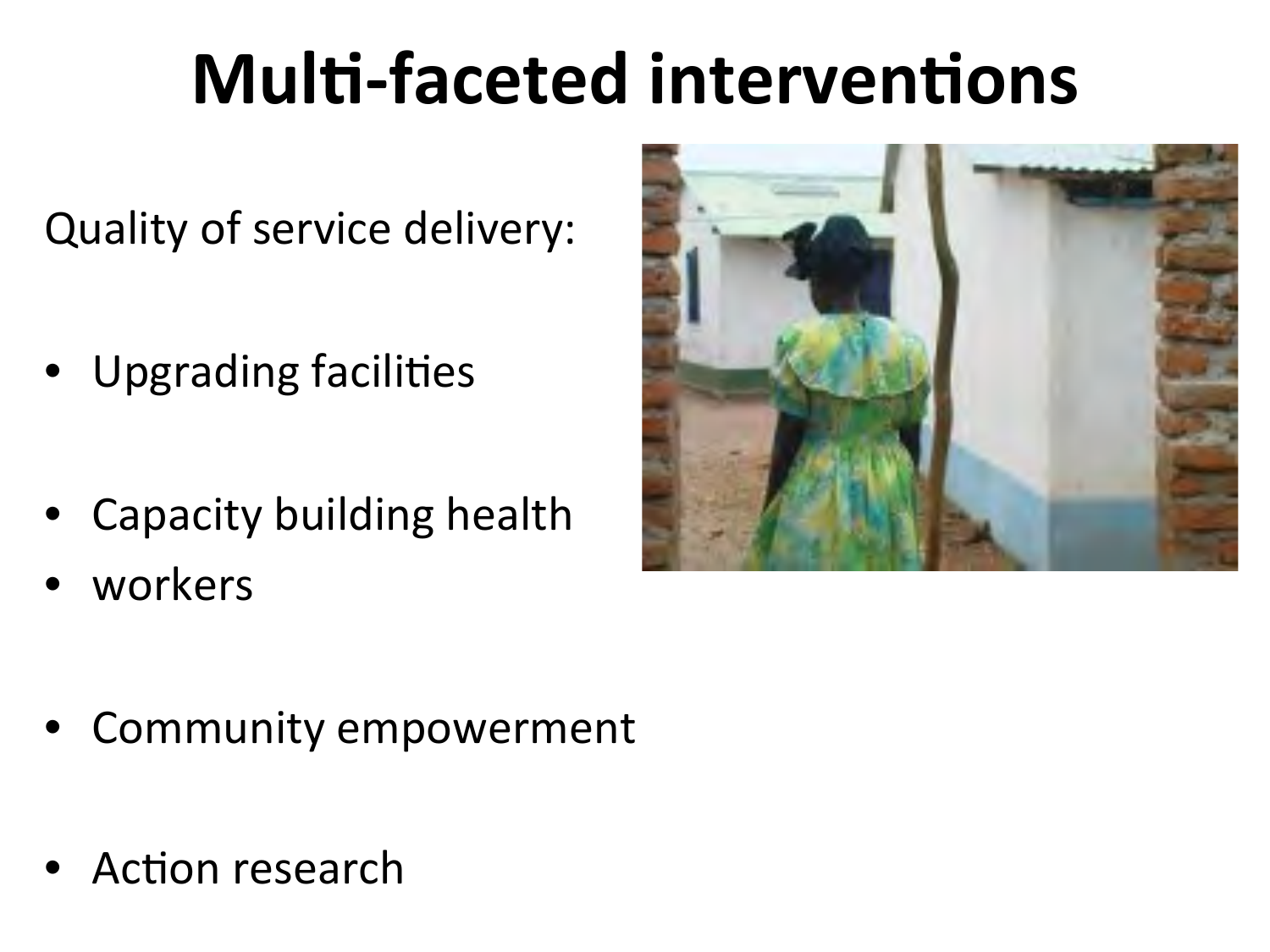# Multi-faceted interventions

Quality of service delivery:

- Upgrading facilities
- Capacity building health
- workers
- Community empowerment
- Action research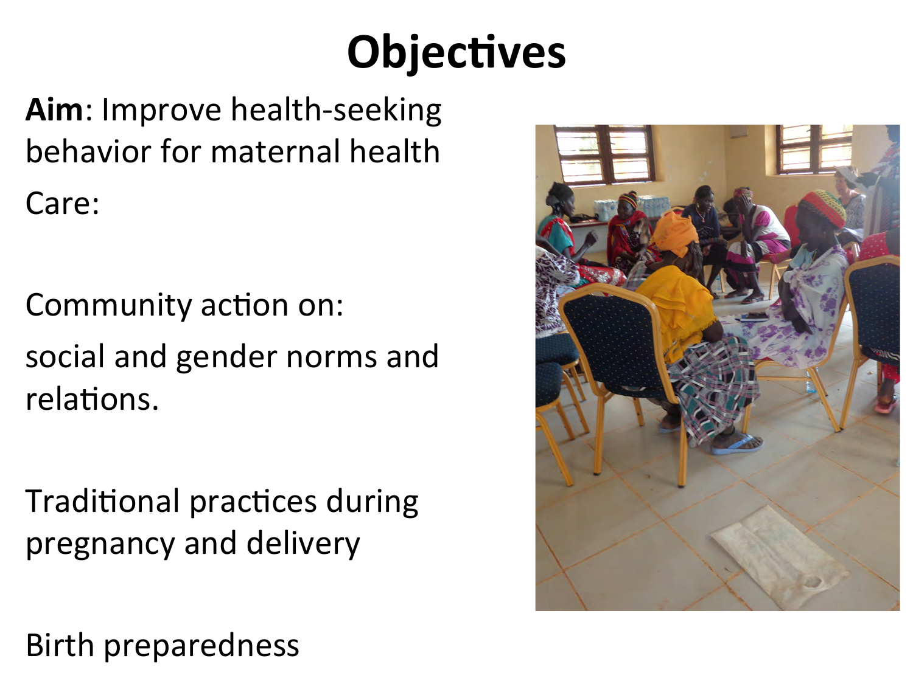# Objectives

**Aim**: Improve health-seeking behavior for maternal health

Care:

Community action on:

social and gender norms and relations.

Traditional practices during pregnancy and delivery

Birth preparedness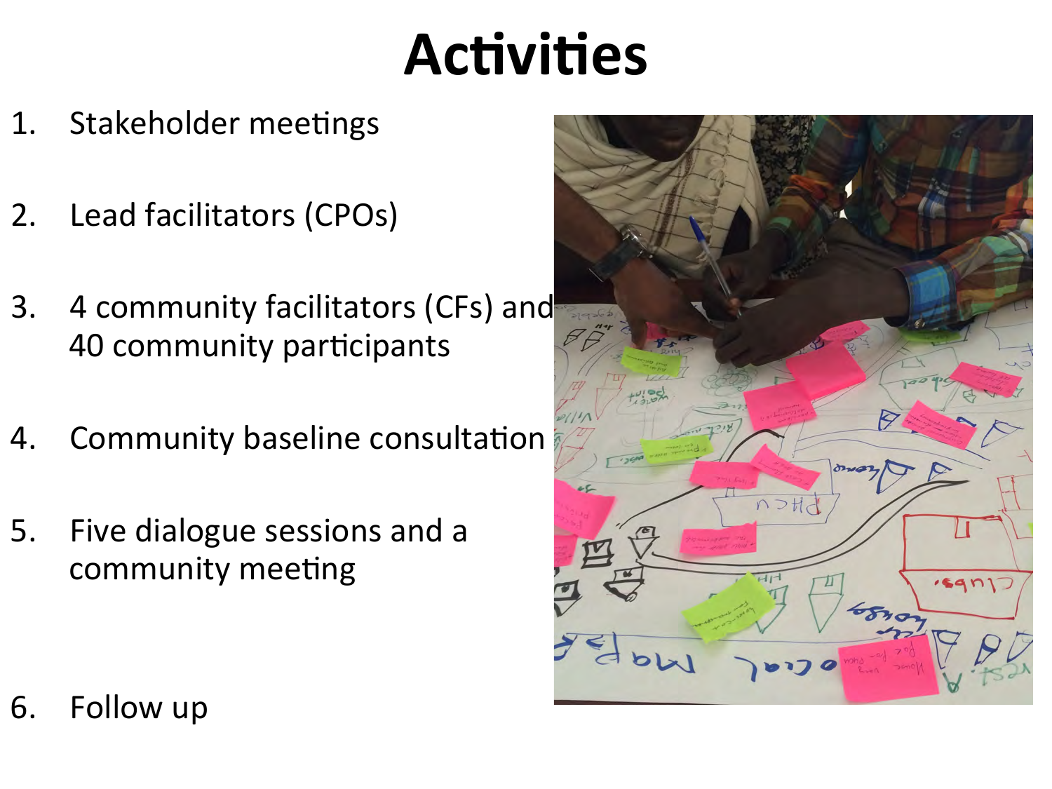# Activities

1. Stakeholder meetings
2. Lead facilitators (CPOs)
3. 4 community facilitators (CFs) and 40 community participants
4. Community baseline consultation
5. Five dialogue sessions and a community meeting
6. Follow up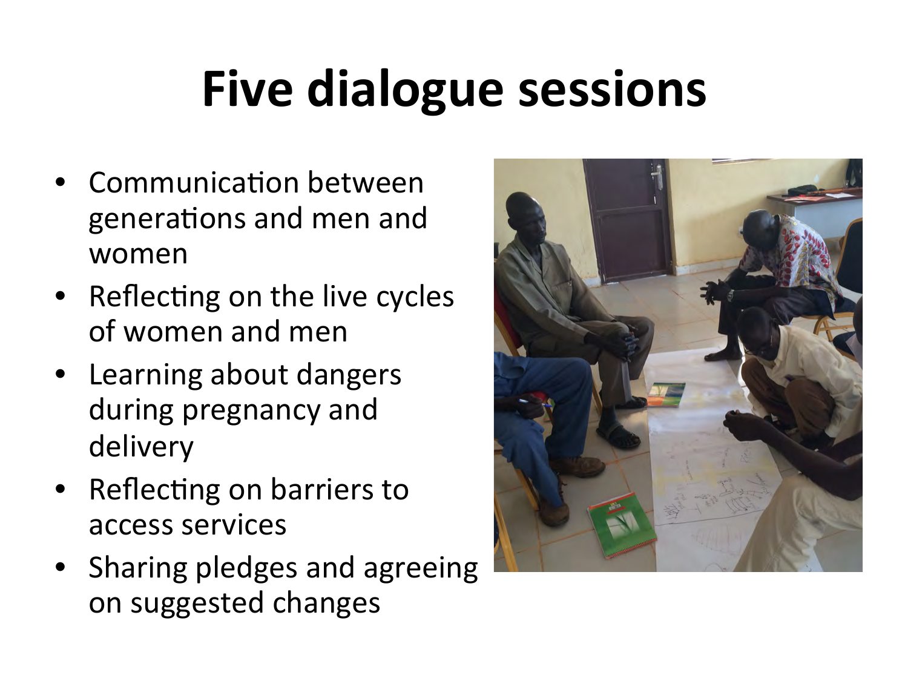# Five dialogue sessions

- Communication between generations and men and women
- Reflecting on the live cycles of women and men
- Learning about dangers during pregnancy and delivery
- Reflecting on barriers to access services
- Sharing pledges and agreeing on suggested changes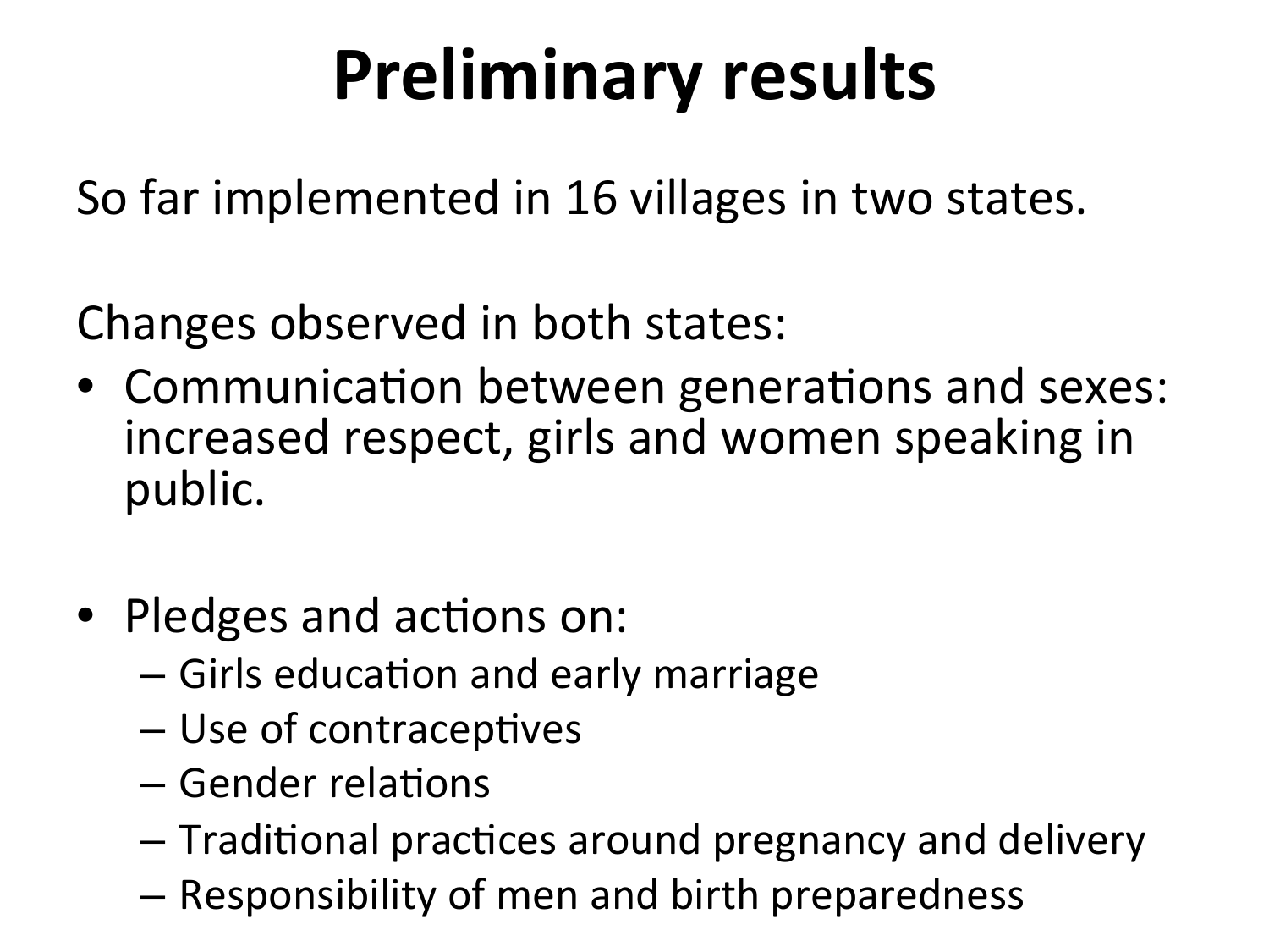# Preliminary results

So far implemented in 16 villages in two states.

Changes observed in both states:

- Communication between generations and sexes: increased respect, girls and women speaking in public.

- Pledges and actions on:
  - Girls education and early marriage
  - Use of contraceptives
  - Gender relations
  - Traditional practices around pregnancy and delivery
  - Responsibility of men and birth preparedness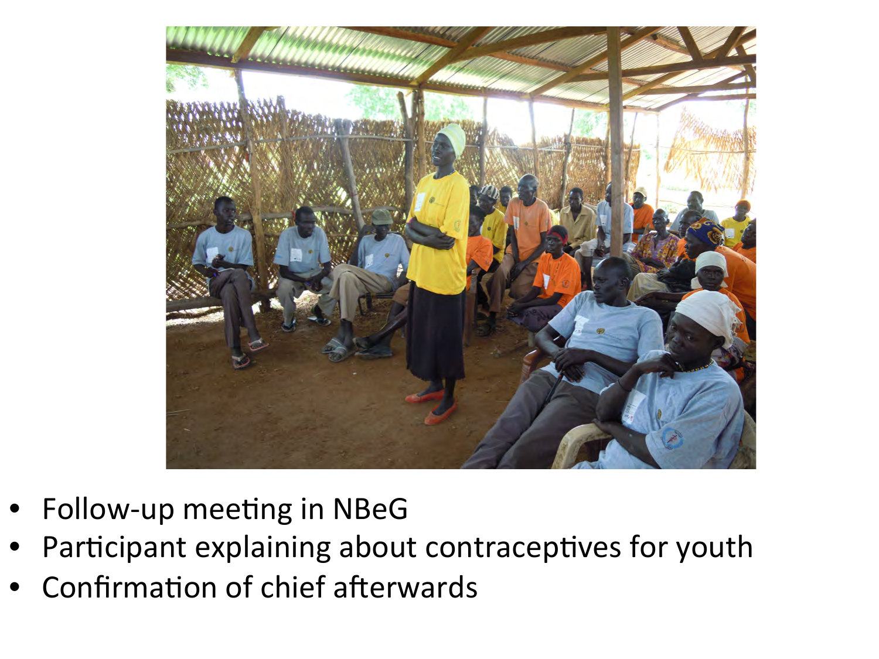- Follow-up meeting in NBeG
- Participant explaining about contraceptives for youth
- Confirmation of chief afterwards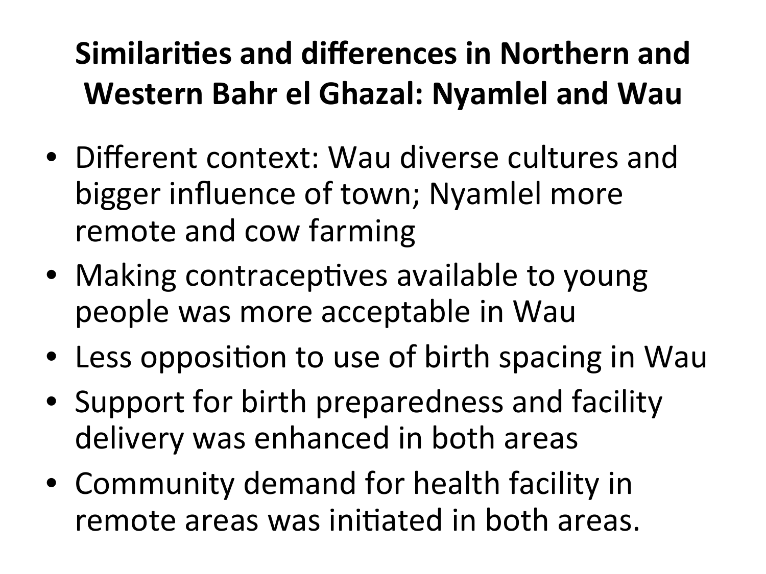# Similarities and differences in Northern and Western Bahr el Ghazal: Nyamlel and Wau

- Different context: Wau diverse cultures and bigger influence of town; Nyamlel more remote and cow farming
- Making contraceptives available to young people was more acceptable in Wau
- Less opposition to use of birth spacing in Wau
- Support for birth preparedness and facility delivery was enhanced in both areas
- Community demand for health facility in remote areas was initiated in both areas.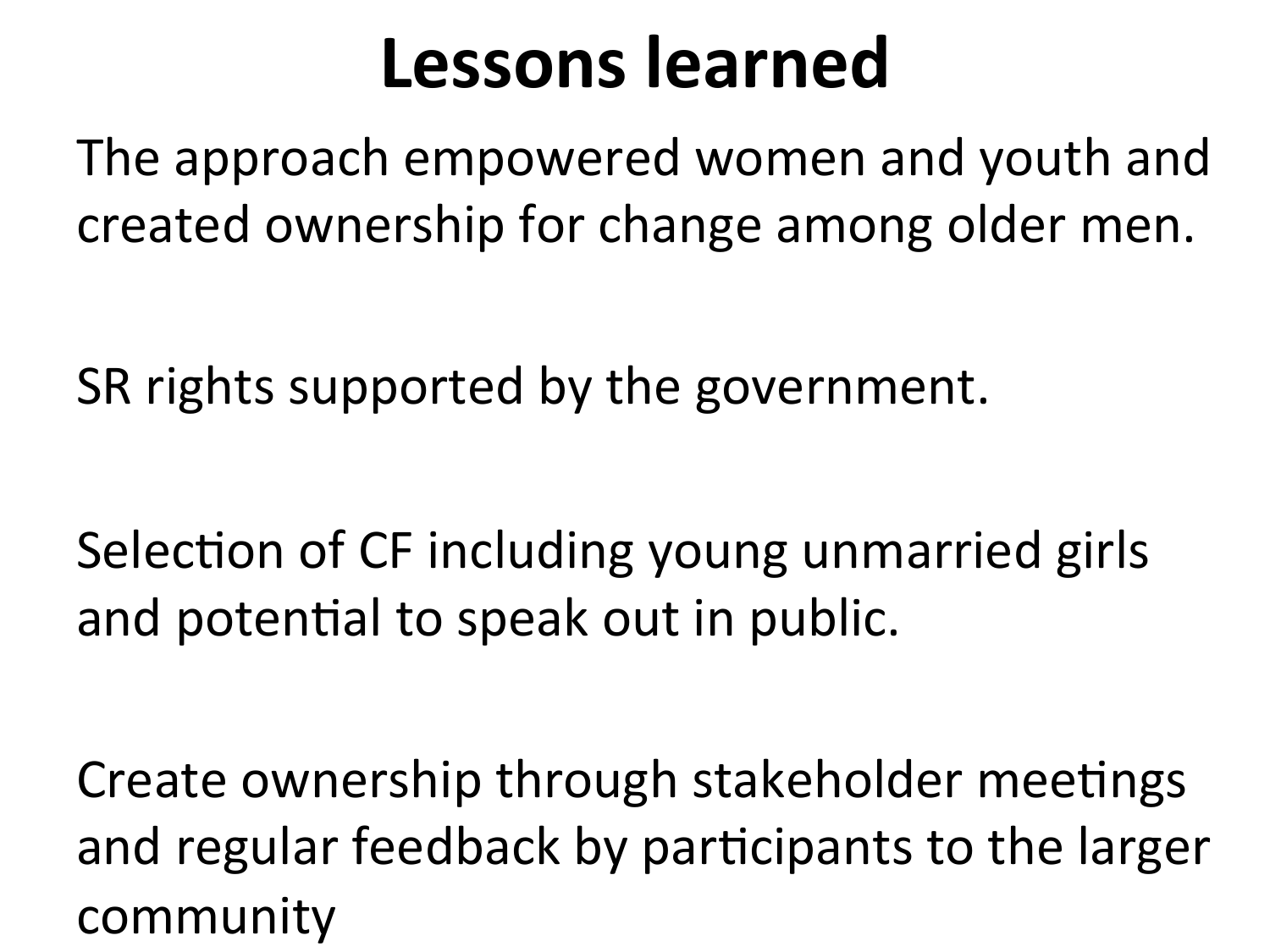# Lessons learned

The approach empowered women and youth and created ownership for change among older men.

SR rights supported by the government.

Selection of CF including young unmarried girls and potential to speak out in public.

Create ownership through stakeholder meetings and regular feedback by participants to the larger community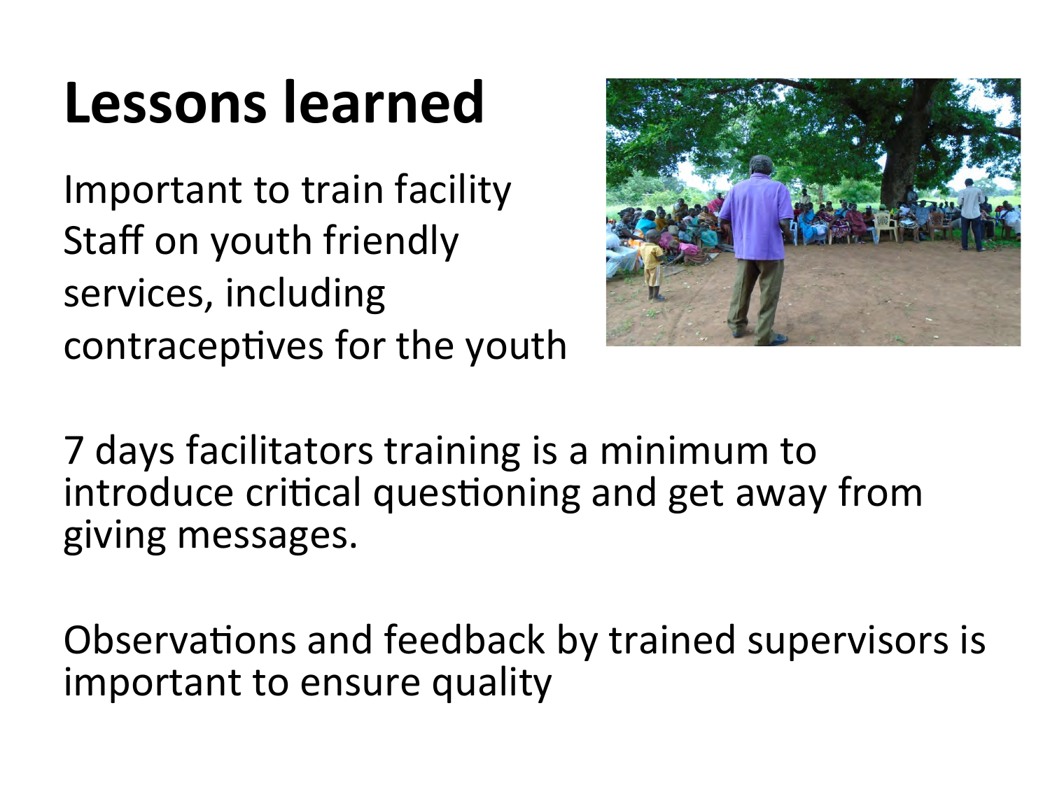# Lessons learned

Important to train facility Staff on youth friendly services, including contraceptives for the youth

7 days facilitators training is a minimum to introduce critical questioning and get away from giving messages.

Observations and feedback by trained supervisors is important to ensure quality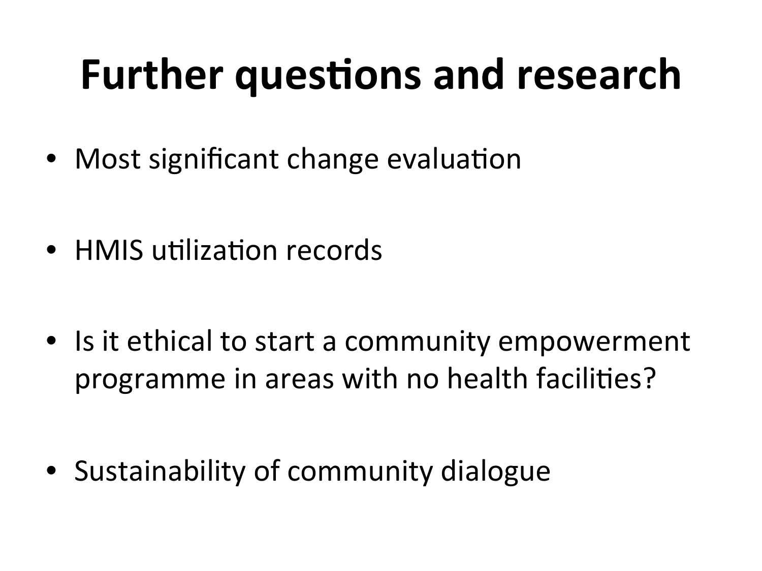# Further questions and research

- Most significant change evaluation
- HMIS utilization records
- Is it ethical to start a community empowerment programme in areas with no health facilities?
- Sustainability of community dialogue